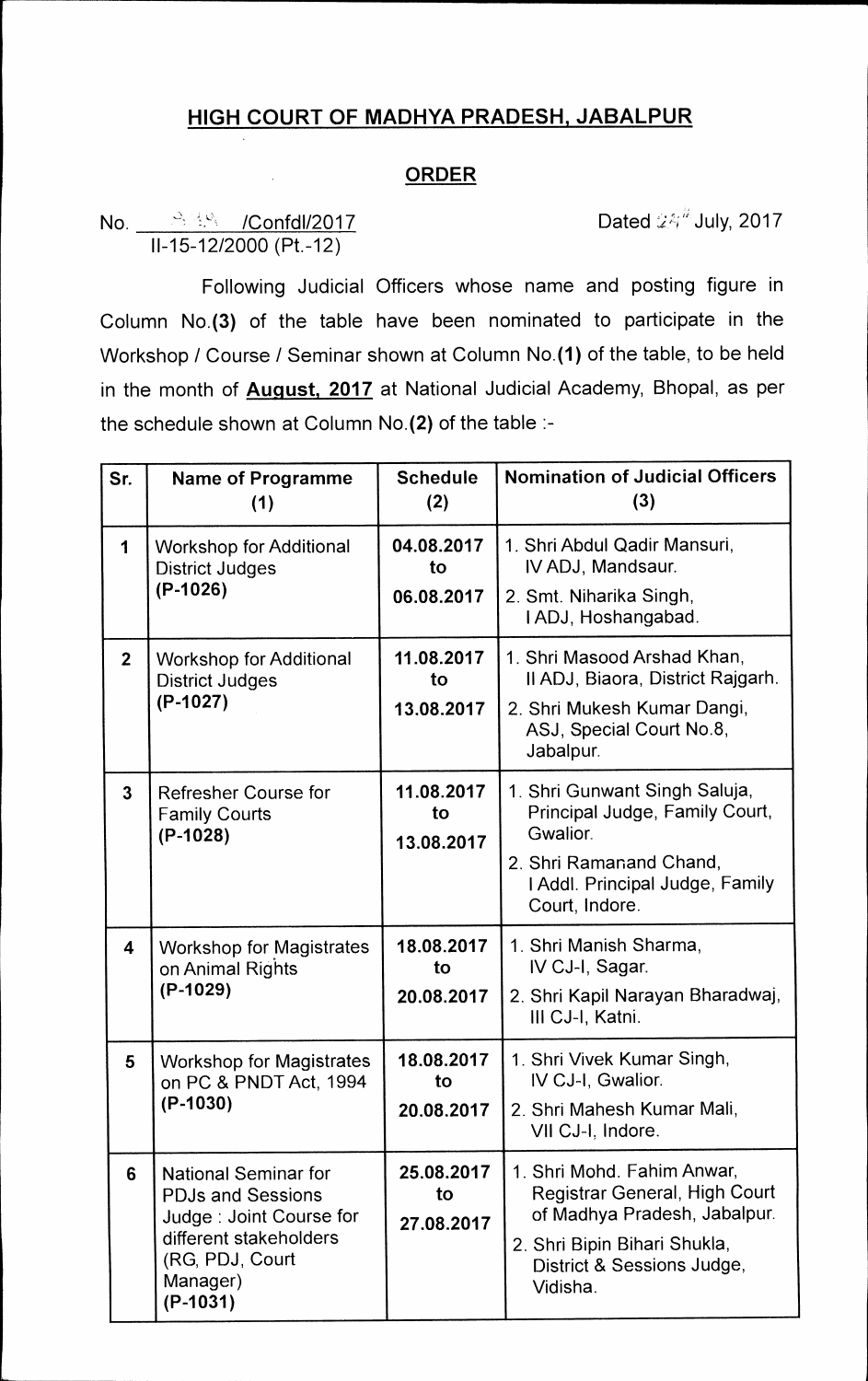# HIGH COURT OF MADHYA PRADESH, JABALPUR

## ORDER

No. ___/Confdl/2017 Dated ___ July, 2017
II-15-12/2000 (Pt.-12)

Following Judicial Officers whose name and posting figure in Column No.**(3)** of the table have been nominated to participate in the Workshop / Course / Seminar shown at Column No.**(1)** of the table, to be held in the month of **August, 2017** at National Judicial Academy, Bhopal, as per the schedule shown at Column No.**(2)** of the table :-

| Sr. | Name of Programme (1) | Schedule (2) | Nomination of Judicial Officers (3) |
|---|---|---|---|
| 1 | Workshop for Additional District Judges **(P-1026)** | 04.08.2017 to 06.08.2017 | 1. Shri Abdul Qadir Mansuri, IV ADJ, Mandsaur.<br>2. Smt. Niharika Singh, I ADJ, Hoshangabad. |
| 2 | Workshop for Additional District Judges **(P-1027)** | 11.08.2017 to 13.08.2017 | 1. Shri Masood Arshad Khan, II ADJ, Biaora, District Rajgarh.<br>2. Shri Mukesh Kumar Dangi, ASJ, Special Court No.8, Jabalpur. |
| 3 | Refresher Course for Family Courts **(P-1028)** | 11.08.2017 to 13.08.2017 | 1. Shri Gunwant Singh Saluja, Principal Judge, Family Court, Gwalior.<br>2. Shri Ramanand Chand, I Addl. Principal Judge, Family Court, Indore. |
| 4 | Workshop for Magistrates on Animal Rights **(P-1029)** | 18.08.2017 to 20.08.2017 | 1. Shri Manish Sharma, IV CJ-I, Sagar.<br>2. Shri Kapil Narayan Bharadwaj, III CJ-I, Katni. |
| 5 | Workshop for Magistrates on PC & PNDT Act, 1994 **(P-1030)** | 18.08.2017 to 20.08.2017 | 1. Shri Vivek Kumar Singh, IV CJ-I, Gwalior.<br>2. Shri Mahesh Kumar Mali, VII CJ-I, Indore. |
| 6 | National Seminar for PDJs and Sessions Judge : Joint Course for different stakeholders (RG, PDJ, Court Manager) **(P-1031)** | 25.08.2017 to 27.08.2017 | 1. Shri Mohd. Fahim Anwar, Registrar General, High Court of Madhya Pradesh, Jabalpur.<br>2. Shri Bipin Bihari Shukla, District & Sessions Judge, Vidisha. |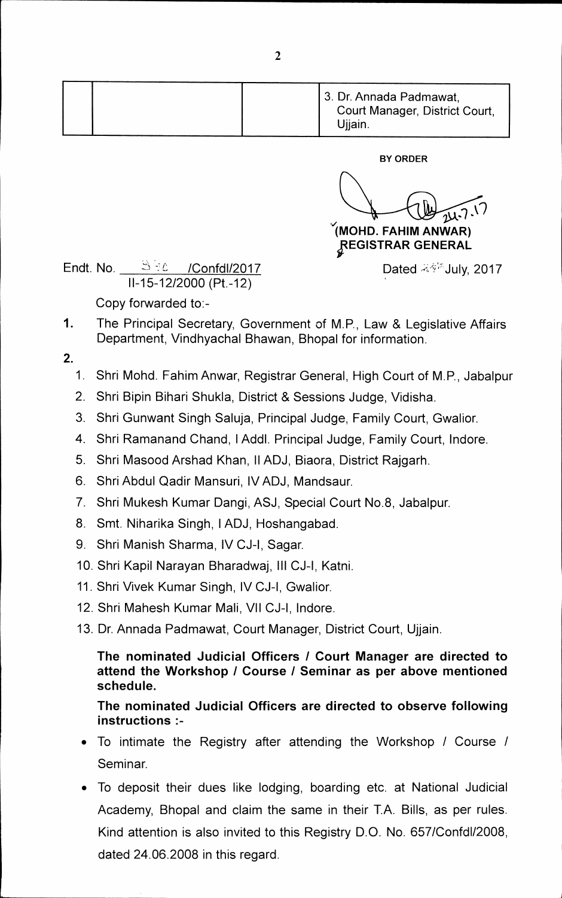|  |  |  | 3. Dr. Annada Padmawat, Court Manager, District Court, Ujjain. |
|---|---|---|---|

**BY ORDER**

24.7.17

**(MOHD. FAHIM ANWAR)**
**REGISTRAR GENERAL**

Endt. No. 3~~ /Confdl/2017
II-15-12/2000 (Pt.-12)

Dated 24th July, 2017

Copy forwarded to:-

1. The Principal Secretary, Government of M.P., Law & Legislative Affairs Department, Vindhyachal Bhawan, Bhopal for information.

2.
   1. Shri Mohd. Fahim Anwar, Registrar General, High Court of M.P., Jabalpur
   2. Shri Bipin Bihari Shukla, District & Sessions Judge, Vidisha.
   3. Shri Gunwant Singh Saluja, Principal Judge, Family Court, Gwalior.
   4. Shri Ramanand Chand, I Addl. Principal Judge, Family Court, Indore.
   5. Shri Masood Arshad Khan, II ADJ, Biaora, District Rajgarh.
   6. Shri Abdul Qadir Mansuri, IV ADJ, Mandsaur.
   7. Shri Mukesh Kumar Dangi, ASJ, Special Court No.8, Jabalpur.
   8. Smt. Niharika Singh, I ADJ, Hoshangabad.
   9. Shri Manish Sharma, IV CJ-I, Sagar.
   10. Shri Kapil Narayan Bharadwaj, III CJ-I, Katni.
   11. Shri Vivek Kumar Singh, IV CJ-I, Gwalior.
   12. Shri Mahesh Kumar Mali, VII CJ-I, Indore.
   13. Dr. Annada Padmawat, Court Manager, District Court, Ujjain.

   **The nominated Judicial Officers / Court Manager are directed to attend the Workshop / Course / Seminar as per above mentioned schedule.**

   **The nominated Judicial Officers are directed to observe following instructions :-**

   - To intimate the Registry after attending the Workshop / Course / Seminar.
   - To deposit their dues like lodging, boarding etc. at National Judicial Academy, Bhopal and claim the same in their T.A. Bills, as per rules. Kind attention is also invited to this Registry D.O. No. 657/Confdl/2008, dated 24.06.2008 in this regard.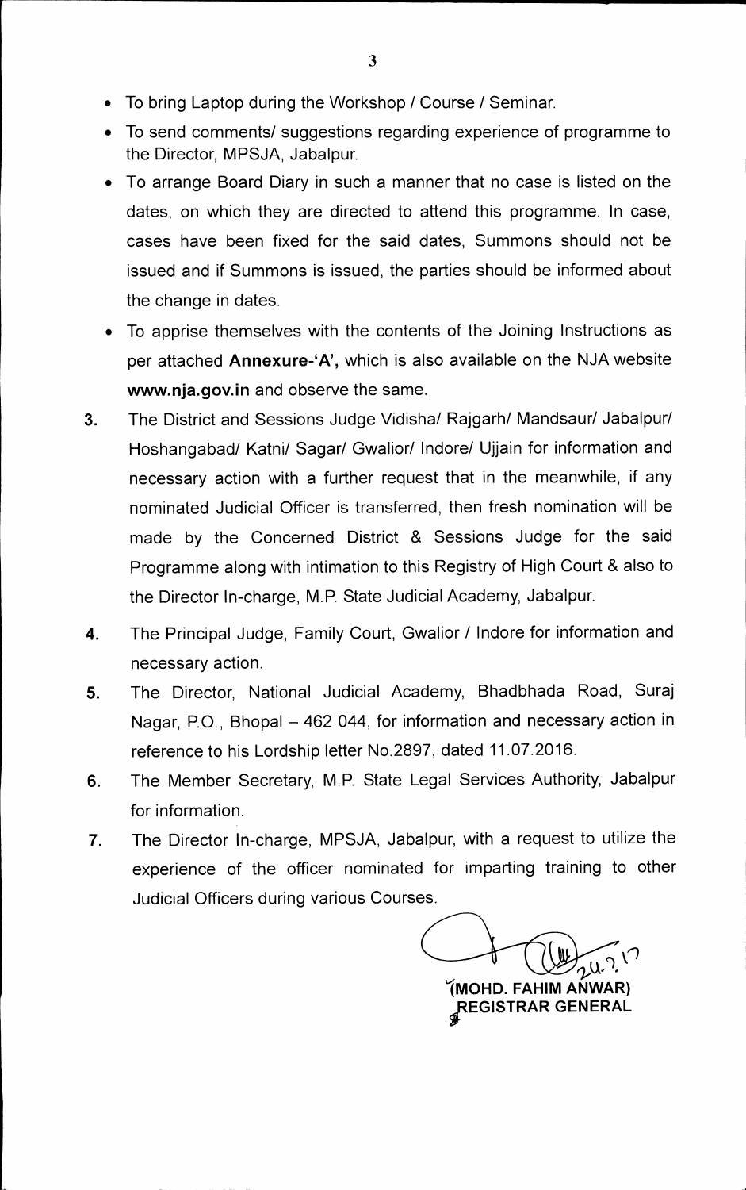- To bring Laptop during the Workshop / Course / Seminar.
- To send comments/ suggestions regarding experience of programme to the Director, MPSJA, Jabalpur.
- To arrange Board Diary in such a manner that no case is listed on the dates, on which they are directed to attend this programme. In case, cases have been fixed for the said dates, Summons should not be issued and if Summons is issued, the parties should be informed about the change in dates.
- To apprise themselves with the contents of the Joining Instructions as per attached **Annexure-'A',** which is also available on the NJA website **www.nja.gov.in** and observe the same.

3. The District and Sessions Judge Vidisha/ Rajgarh/ Mandsaur/ Jabalpur/ Hoshangabad/ Katni/ Sagar/ Gwalior/ Indore/ Ujjain for information and necessary action with a further request that in the meanwhile, if any nominated Judicial Officer is transferred, then fresh nomination will be made by the Concerned District & Sessions Judge for the said Programme along with intimation to this Registry of High Court & also to the Director In-charge, M.P. State Judicial Academy, Jabalpur.

4. The Principal Judge, Family Court, Gwalior / Indore for information and necessary action.

5. The Director, National Judicial Academy, Bhadbhada Road, Suraj Nagar, P.O., Bhopal – 462 044, for information and necessary action in reference to his Lordship letter No.2897, dated 11.07.2016.

6. The Member Secretary, M.P. State Legal Services Authority, Jabalpur for information.

7. The Director In-charge, MPSJA, Jabalpur, with a request to utilize the experience of the officer nominated for imparting training to other Judicial Officers during various Courses.

24.7.17

**(MOHD. FAHIM ANWAR)**
**REGISTRAR GENERAL**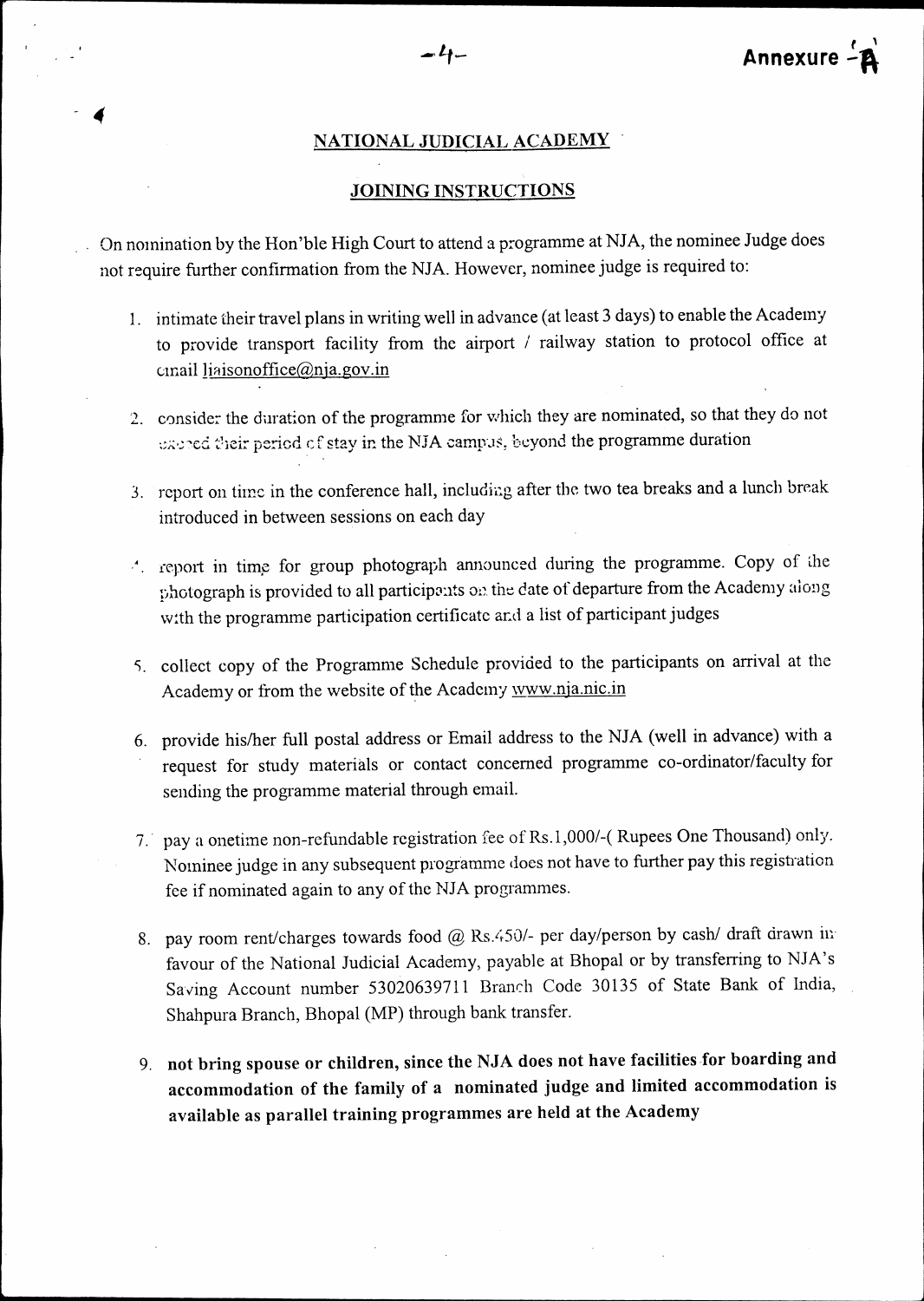Annexure - A

## NATIONAL JUDICIAL ACADEMY

### JOINING INSTRUCTIONS

On nomination by the Hon'ble High Court to attend a programme at NJA, the nominee Judge does not require further confirmation from the NJA. However, nominee judge is required to:

1. intimate their travel plans in writing well in advance (at least 3 days) to enable the Academy to provide transport facility from the airport / railway station to protocol office at email liaisonoffice@nja.gov.in

2. consider the duration of the programme for which they are nominated, so that they do not exceed their period of stay in the NJA campus, beyond the programme duration

3. report on time in the conference hall, including after the two tea breaks and a lunch break introduced in between sessions on each day

4. report in time for group photograph announced during the programme. Copy of the photograph is provided to all participants on the date of departure from the Academy along with the programme participation certificate and a list of participant judges

5. collect copy of the Programme Schedule provided to the participants on arrival at the Academy or from the website of the Academy www.nja.nic.in

6. provide his/her full postal address or Email address to the NJA (well in advance) with a request for study materials or contact concerned programme co-ordinator/faculty for sending the programme material through email.

7. pay a onetime non-refundable registration fee of Rs.1,000/-( Rupees One Thousand) only. Nominee judge in any subsequent programme does not have to further pay this registration fee if nominated again to any of the NJA programmes.

8. pay room rent/charges towards food @ Rs.450/- per day/person by cash/ draft drawn in favour of the National Judicial Academy, payable at Bhopal or by transferring to NJA's Saving Account number 53020639711 Branch Code 30135 of State Bank of India, Shahpura Branch, Bhopal (MP) through bank transfer.

9. **not bring spouse or children, since the NJA does not have facilities for boarding and accommodation of the family of a nominated judge and limited accommodation is available as parallel training programmes are held at the Academy**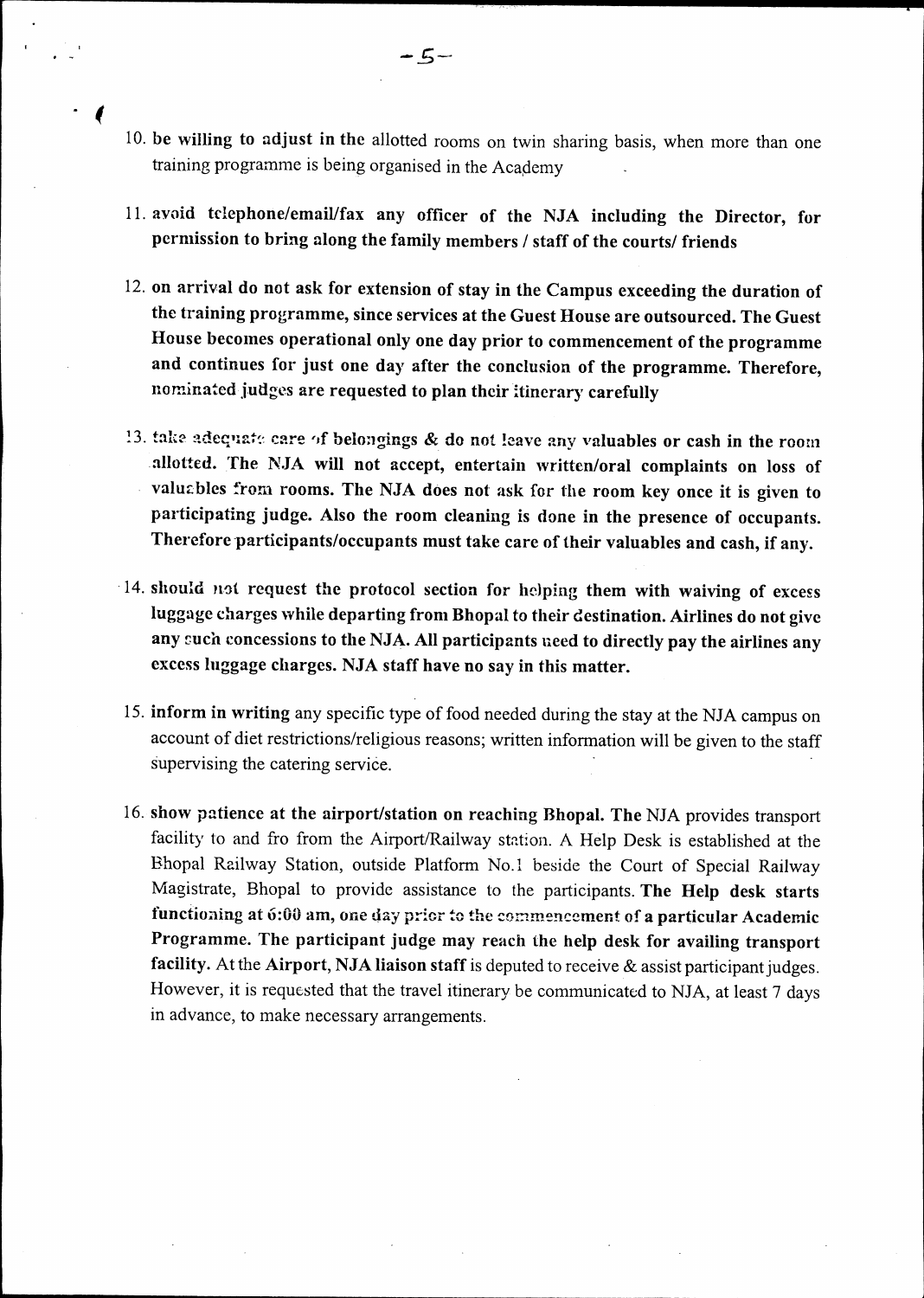10. **be willing to adjust in the** allotted rooms on twin sharing basis, when more than one training programme is being organised in the Academy

11. **avoid telephone/email/fax any officer of the NJA including the Director, for permission to bring along the family members / staff of the courts/ friends**

12. **on arrival do not ask for extension of stay in the Campus exceeding the duration of the training programme, since services at the Guest House are outsourced. The Guest House becomes operational only one day prior to commencement of the programme and continues for just one day after the conclusion of the programme. Therefore, nominated judges are requested to plan their itinerary carefully**

13. **take adequate care of belongings & do not leave any valuables or cash in the room allotted. The NJA will not accept, entertain written/oral complaints on loss of valuables from rooms. The NJA does not ask for the room key once it is given to participating judge. Also the room cleaning is done in the presence of occupants. Therefore participants/occupants must take care of their valuables and cash, if any.**

14. **should not request the protocol section for helping them with waiving of excess luggage charges while departing from Bhopal to their destination. Airlines do not give any such concessions to the NJA. All participants need to directly pay the airlines any excess luggage charges. NJA staff have no say in this matter.**

15. **inform in writing** any specific type of food needed during the stay at the NJA campus on account of diet restrictions/religious reasons; written information will be given to the staff supervising the catering service.

16. **show patience at the airport/station on reaching Bhopal. The** NJA provides transport facility to and fro from the Airport/Railway station. A Help Desk is established at the Bhopal Railway Station, outside Platform No.1 beside the Court of Special Railway Magistrate, Bhopal to provide assistance to the participants. **The Help desk starts functioning at 6:00 am, one day prior to the commencement of a particular Academic Programme. The participant judge may reach the help desk for availing transport facility.** At the **Airport, NJA liaison staff** is deputed to receive & assist participant judges. However, it is requested that the travel itinerary be communicated to NJA, at least 7 days in advance, to make necessary arrangements.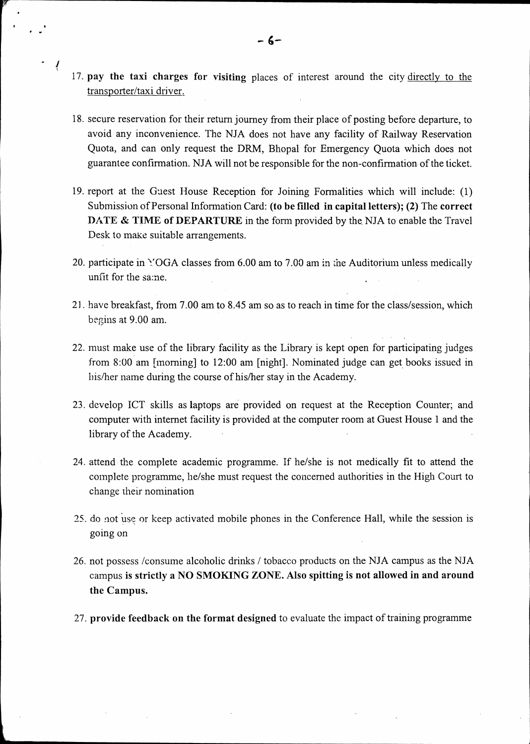17. **pay the taxi charges for visiting** places of interest around the city directly to the transporter/taxi driver.

18. secure reservation for their return journey from their place of posting before departure, to avoid any inconvenience. The NJA does not have any facility of Railway Reservation Quota, and can only request the DRM, Bhopal for Emergency Quota which does not guarantee confirmation. NJA will not be responsible for the non-confirmation of the ticket.

19. report at the Guest House Reception for Joining Formalities which will include: (1) Submission of Personal Information Card: **(to be filled in capital letters); (2)** The **correct DATE & TIME of DEPARTURE** in the form provided by the NJA to enable the Travel Desk to make suitable arrangements.

20. participate in YOGA classes from 6.00 am to 7.00 am in the Auditorium unless medically unfit for the same.

21. have breakfast, from 7.00 am to 8.45 am so as to reach in time for the class/session, which begins at 9.00 am.

22. must make use of the library facility as the Library is kept open for participating judges from 8:00 am [morning] to 12:00 am [night]. Nominated judge can get books issued in his/her name during the course of his/her stay in the Academy.

23. develop ICT skills as laptops are provided on request at the Reception Counter; and computer with internet facility is provided at the computer room at Guest House 1 and the library of the Academy.

24. attend the complete academic programme. If he/she is not medically fit to attend the complete programme, he/she must request the concerned authorities in the High Court to change their nomination

25. do not use or keep activated mobile phones in the Conference Hall, while the session is going on

26. not possess /consume alcoholic drinks / tobacco products on the NJA campus as the NJA campus **is strictly a NO SMOKING ZONE. Also spitting is not allowed in and around the Campus.**

27. **provide feedback on the format designed** to evaluate the impact of training programme